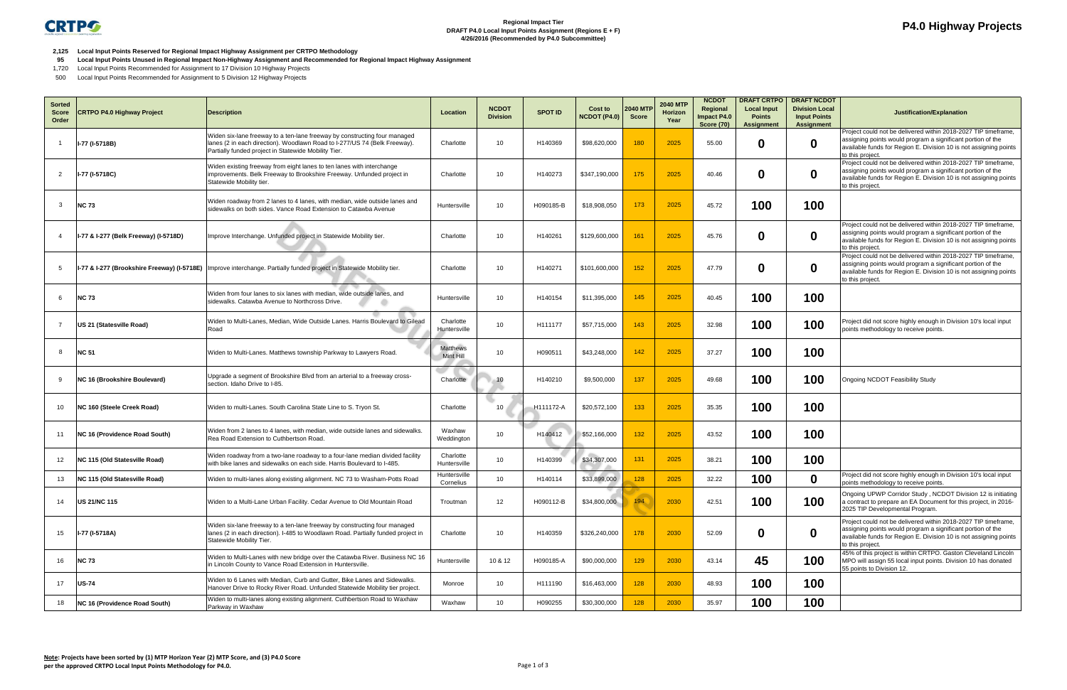**CRTPO**

**Regional Impact Tier**
**DRAFT P4.0 Local Input Points Assignment (Regions E + F)**
**4/26/2016 (Recommended by P4.0 Subcommittee)**

# P4.0 Highway Projects

**2,125 Local Input Points Reserved for Regional Impact Highway Assignment per CRTPO Methodology**
**95 Local Input Points Unused in Regional Impact Non-Highway Assignment and Recommended for Regional Impact Highway Assignment**
1,720 Local Input Points Recommended for Assignment to 17 Division 10 Highway Projects
500 Local Input Points Recommended for Assignment to 5 Division 12 Highway Projects

| Sorted Score Order | CRTPO P4.0 Highway Project | Description | Location | NCDOT Division | SPOT ID | Cost to NCDOT (P4.0) | 2040 MTP Score | 2040 MTP Horizon Year | NCDOT Regional Impact P4.0 Score (70) | DRAFT CRTPO Local Input Points Assignment | DRAFT NCDOT Division Local Input Points Assignment | Justification/Explanation |
|---|---|---|---|---|---|---|---|---|---|---|---|---|
| 1 | I-77 (I-5718B) | Widen six-lane freeway to a ten-lane freeway by constructing four managed lanes (2 in each direction). Woodlawn Road to I-277/US 74 (Belk Freeway). Partially funded project in Statewide Mobility Tier. | Charlotte | 10 | H140369 | $98,620,000 | 180 | 2025 | 55.00 | 0 | 0 | Project could not be delivered within 2018-2027 TIP timeframe, assigning points would program a significant portion of the available funds for Region E. Division 10 is not assigning points to this project. |
| 2 | I-77 (I-5718C) | Widen existing freeway from eight lanes to ten lanes with interchange improvements. Belk Freeway to Brookshire Freeway. Unfunded project in Statewide Mobility tier. | Charlotte | 10 | H140273 | $347,190,000 | 175 | 2025 | 40.46 | 0 | 0 | Project could not be delivered within 2018-2027 TIP timeframe, assigning points would program a significant portion of the available funds for Region E. Division 10 is not assigning points to this project. |
| 3 | NC 73 | Widen roadway from 2 lanes to 4 lanes, with median, wide outside lanes and sidewalks on both sides. Vance Road Extension to Catawba Avenue | Huntersville | 10 | H090185-B | $18,908,050 | 173 | 2025 | 45.72 | 100 | 100 | |
| 4 | I-77 & I-277 (Belk Freeway) (I-5718D) | Improve Interchange. Unfunded project in Statewide Mobility tier. | Charlotte | 10 | H140261 | $129,600,000 | 161 | 2025 | 45.76 | 0 | 0 | Project could not be delivered within 2018-2027 TIP timeframe, assigning points would program a significant portion of the available funds for Region E. Division 10 is not assigning points to this project. |
| 5 | I-77 & I-277 (Brookshire Freeway) (I-5718E) | Improve interchange. Partially funded project in Statewide Mobility tier. | Charlotte | 10 | H140271 | $101,600,000 | 152 | 2025 | 47.79 | 0 | 0 | Project could not be delivered within 2018-2027 TIP timeframe, assigning points would program a significant portion of the available funds for Region E. Division 10 is not assigning points to this project. |
| 6 | NC 73 | Widen from four lanes to six lanes with median, wide outside lanes, and sidewalks. Catawba Avenue to Northcross Drive. | Huntersville | 10 | H140154 | $11,395,000 | 145 | 2025 | 40.45 | 100 | 100 | |
| 7 | US 21 (Statesville Road) | Widen to Multi-Lanes, Median, Wide Outside Lanes. Harris Boulevard to Gilead Road | Charlotte Huntersville | 10 | H111177 | $57,715,000 | 143 | 2025 | 32.98 | 100 | 100 | Project did not score highly enough in Division 10's local input points methodology to receive points. |
| 8 | NC 51 | Widen to Multi-Lanes. Matthews township Parkway to Lawyers Road. | Matthews Mint Hill | 10 | H090511 | $43,248,000 | 142 | 2025 | 37.27 | 100 | 100 | |
| 9 | NC 16 (Brookshire Boulevard) | Upgrade a segment of Brookshire Blvd from an arterial to a freeway cross-section. Idaho Drive to I-85. | Charlotte | 10 | H140210 | $9,500,000 | 137 | 2025 | 49.68 | 100 | 100 | Ongoing NCDOT Feasibility Study |
| 10 | NC 160 (Steele Creek Road) | Widen to multi-Lanes. South Carolina State Line to S. Tryon St. | Charlotte | 10 | H111172-A | $20,572,100 | 133 | 2025 | 35.35 | 100 | 100 | |
| 11 | NC 16 (Providence Road South) | Widen from 2 lanes to 4 lanes, with median, wide outside lanes and sidewalks. Rea Road Extension to Cuthbertson Road. | Waxhaw Weddington | 10 | H140412 | $52,166,000 | 132 | 2025 | 43.52 | 100 | 100 | |
| 12 | NC 115 (Old Statesville Road) | Widen roadway from a two-lane roadway to a four-lane median divided facility with bike lanes and sidewalks on each side. Harris Boulevard to I-485. | Charlotte Huntersville | 10 | H140399 | $34,307,000 | 131 | 2025 | 38.21 | 100 | 100 | |
| 13 | NC 115 (Old Statesville Road) | Widen to multi-lanes along existing alignment. NC 73 to Washam-Potts Road | Huntersville Cornelius | 10 | H140114 | $33,899,000 | 128 | 2025 | 32.22 | 100 | 0 | Project did not score highly enough in Division 10's local input points methodology to receive points. |
| 14 | US 21/NC 115 | Widen to a Multi-Lane Urban Facility. Cedar Avenue to Old Mountain Road | Troutman | 12 | H090112-B | $34,800,000 | 194 | 2030 | 42.51 | 100 | 100 | Ongoing UPWP Corridor Study , NCDOT Division 12 is initiating a contract to prepare an EA Document for this project, in 2016-2025 TIP Developmental Program. |
| 15 | I-77 (I-5718A) | Widen six-lane freeway to a ten-lane freeway by constructing four managed lanes (2 in each direction). I-485 to Woodlawn Road. Partially funded project in Statewide Mobility Tier. | Charlotte | 10 | H140359 | $326,240,000 | 178 | 2030 | 52.09 | 0 | 0 | Project could not be delivered within 2018-2027 TIP timeframe, assigning points would program a significant portion of the available funds for Region E. Division 10 is not assigning points to this project. |
| 16 | NC 73 | Widen to Multi-Lanes with new bridge over the Catawba River. Business NC 16 in Lincoln County to Vance Road Extension in Huntersville. | Huntersville | 10 & 12 | H090185-A | $90,000,000 | 129 | 2030 | 43.14 | 45 | 100 | 45% of this project is within CRTPO. Gaston Cleveland Lincoln MPO will assign 55 local input points. Division 10 has donated 55 points to Division 12. |
| 17 | US-74 | Widen to 6 Lanes with Median, Curb and Gutter, Bike Lanes and Sidewalks. Hanover Drive to Rocky River Road. Unfunded Statewide Mobility tier project. | Monroe | 10 | H111190 | $16,463,000 | 128 | 2030 | 48.93 | 100 | 100 | |
| 18 | NC 16 (Providence Road South) | Widen to multi-lanes along existing alignment. Cuthbertson Road to Waxhaw Parkway in Waxhaw | Waxhaw | 10 | H090255 | $30,300,000 | 128 | 2030 | 35.97 | 100 | 100 | |

**Note: Projects have been sorted by (1) MTP Horizon Year (2) MTP Score, and (3) P4.0 Score per the approved CRTPO Local Input Points Methodology for P4.0.**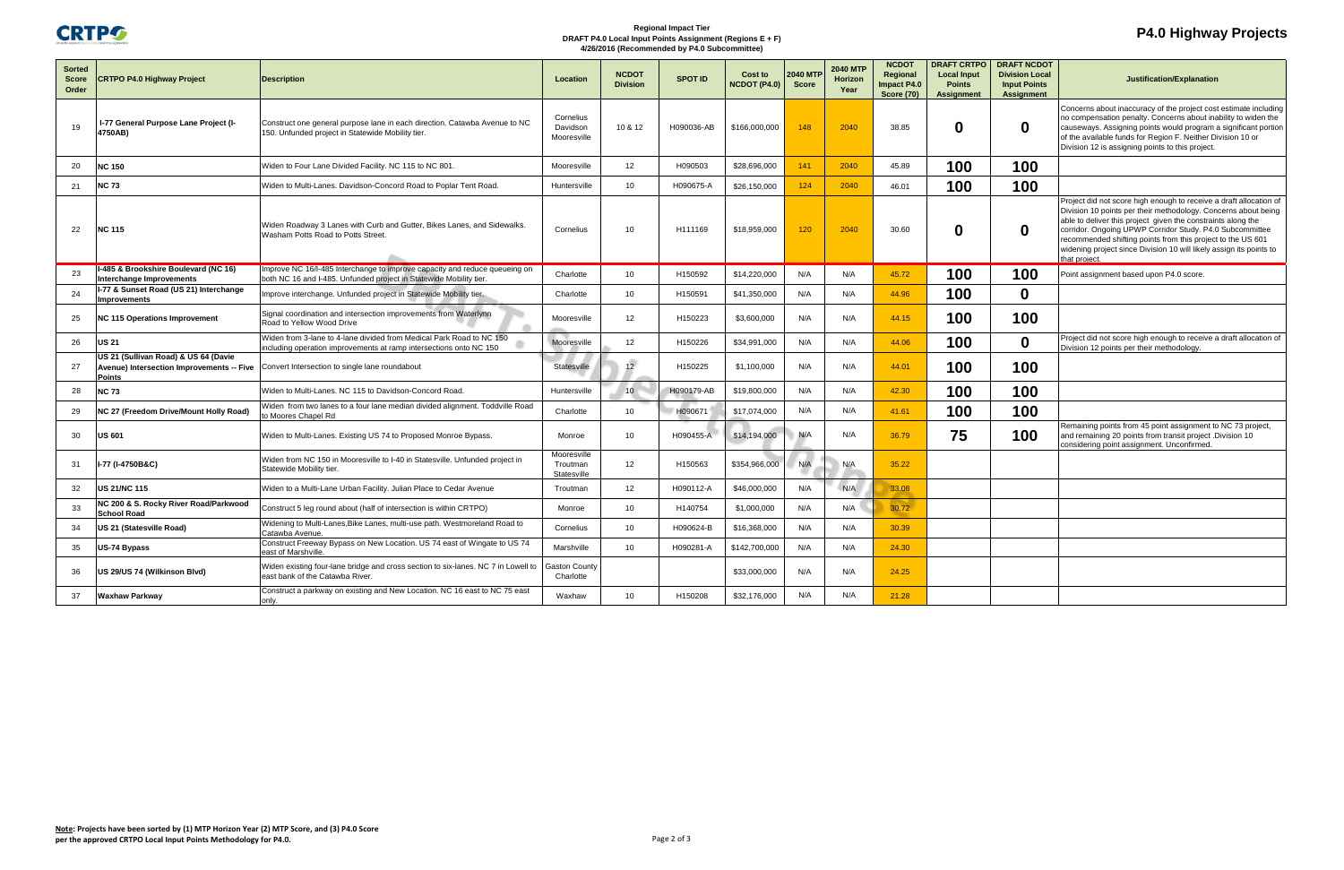**Regional Impact Tier**
**DRAFT P4.0 Local Input Points Assignment (Regions E + F)**
**4/26/2016 (Recommended by P4.0 Subcommittee)**

# P4.0 Highway Projects

| Sorted Score Order | CRTPO P4.0 Highway Project | Description | Location | NCDOT Division | SPOT ID | Cost to NCDOT (P4.0) | 2040 MTP Score | 2040 MTP Horizon Year | NCDOT Regional Impact P4.0 Score (70) | DRAFT CRTPO Local Input Points Assignment | DRAFT NCDOT Division Local Input Points Assignment | Justification/Explanation |
|---|---|---|---|---|---|---|---|---|---|---|---|---|
| 19 | I-77 General Purpose Lane Project (I-4750AB) | Construct one general purpose lane in each direction. Catawba Avenue to NC 150. Unfunded project in Statewide Mobility tier. | Cornelius Davidson Mooresville | 10 & 12 | H090036-AB | $166,000,000 | 148 | 2040 | 38.85 | 0 | 0 | Concerns about inaccuracy of the project cost estimate including no compensation penalty. Concerns about inability to widen the causeways. Assigning points would program a significant portion of the available funds for Region F. Neither Division 10 or Division 12 is assigning points to this project. |
| 20 | NC 150 | Widen to Four Lane Divided Facility. NC 115 to NC 801. | Mooresville | 12 | H090503 | $28,696,000 | 141 | 2040 | 45.89 | 100 | 100 | |
| 21 | NC 73 | Widen to Multi-Lanes. Davidson-Concord Road to Poplar Tent Road. | Huntersville | 10 | H090675-A | $26,150,000 | 124 | 2040 | 46.01 | 100 | 100 | |
| 22 | NC 115 | Widen Roadway 3 Lanes with Curb and Gutter, Bikes Lanes, and Sidewalks. Washam Potts Road to Potts Street. | Cornelius | 10 | H111169 | $18,959,000 | 120 | 2040 | 30.60 | 0 | 0 | Project did not score high enough to receive a draft allocation of Division 10 points per their methodology. Concerns about being able to deliver this project given the constraints along the corridor. Ongoing UPWP Corridor Study. P4.0 Subcommittee recommended shifting points from this project to the US 601 widening project since Division 10 will likely assign its points to that project. |
| 23 | I-485 & Brookshire Boulevard (NC 16) Interchange Improvements | Improve NC 16/I-485 Interchange to improve capacity and reduce queueing on both NC 16 and I-485. Unfunded project in Statewide Mobility tier. | Charlotte | 10 | H150592 | $14,220,000 | N/A | N/A | 45.72 | 100 | 100 | Point assignment based upon P4.0 score. |
| 24 | I-77 & Sunset Road (US 21) Interchange Improvements | Improve interchange. Unfunded project in Statewide Mobility tier. | Charlotte | 10 | H150591 | $41,350,000 | N/A | N/A | 44.96 | 100 | 0 | |
| 25 | NC 115 Operations Improvement | Signal coordination and intersection improvements from Waterlynn Road to Yellow Wood Drive | Mooresville | 12 | H150223 | $3,600,000 | N/A | N/A | 44.15 | 100 | 100 | |
| 26 | US 21 | Widen from 3-lane to 4-lane divided from Medical Park Road to NC 150 including operation improvements at ramp intersections onto NC 150 | Mooresville | 12 | H150226 | $34,991,000 | N/A | N/A | 44.06 | 100 | 0 | Project did not score high enough to receive a draft allocation of Division 12 points per their methodology. |
| 27 | US 21 (Sullivan Road) & US 64 (Davie Avenue) Intersection Improvements -- Five Points | Convert Intersection to single lane roundabout | Statesville | 12 | H150225 | $1,100,000 | N/A | N/A | 44.01 | 100 | 100 | |
| 28 | NC 73 | Widen to Multi-Lanes. NC 115 to Davidson-Concord Road. | Huntersville | 10 | H090179-AB | $19,800,000 | N/A | N/A | 42.30 | 100 | 100 | |
| 29 | NC 27 (Freedom Drive/Mount Holly Road) | Widen from two lanes to a four lane median divided alignment. Toddville Road to Moores Chapel Rd | Charlotte | 10 | H090671 | $17,074,000 | N/A | N/A | 41.61 | 100 | 100 | |
| 30 | US 601 | Widen to Multi-Lanes. Existing US 74 to Proposed Monroe Bypass. | Monroe | 10 | H090455-A | $14,194,000 | N/A | N/A | 36.79 | 75 | 100 | Remaining points from 45 point assignment to NC 73 project, and remaining 20 points from transit project .Division 10 considering point assignment. Unconfirmed. |
| 31 | I-77 (I-4750B&C) | Widen from NC 150 in Mooresville to I-40 in Statesville. Unfunded project in Statewide Mobility tier. | Mooresville Troutman Statesville | 12 | H150563 | $354,966,000 | N/A | N/A | 35.22 | | | |
| 32 | US 21/NC 115 | Widen to a Multi-Lane Urban Facility. Julian Place to Cedar Avenue | Troutman | 12 | H090112-A | $46,000,000 | N/A | N/A | 33.08 | | | |
| 33 | NC 200 & S. Rocky River Road/Parkwood School Road | Construct 5 leg round about (half of intersection is within CRTPO) | Monroe | 10 | H140754 | $1,000,000 | N/A | N/A | 30.72 | | | |
| 34 | US 21 (Statesville Road) | Widening to Multi-Lanes,Bike Lanes, multi-use path. Westmoreland Road to Catawba Avenue. | Cornelius | 10 | H090624-B | $16,368,000 | N/A | N/A | 30.39 | | | |
| 35 | US-74 Bypass | Construct Freeway Bypass on New Location. US 74 east of Wingate to US 74 east of Marshville. | Marshville | 10 | H090281-A | $142,700,000 | N/A | N/A | 24.30 | | | |
| 36 | US 29/US 74 (Wilkinson Blvd) | Widen existing four-lane bridge and cross section to six-lanes. NC 7 in Lowell to east bank of the Catawba River. | Gaston County Charlotte | | | $33,000,000 | N/A | N/A | 24.25 | | | |
| 37 | Waxhaw Parkway | Construct a parkway on existing and New Location. NC 16 east to NC 75 east only. | Waxhaw | 10 | H150208 | $32,176,000 | N/A | N/A | 21.28 | | | |

**Note: Projects have been sorted by (1) MTP Horizon Year (2) MTP Score, and (3) P4.0 Score per the approved CRTPO Local Input Points Methodology for P4.0.**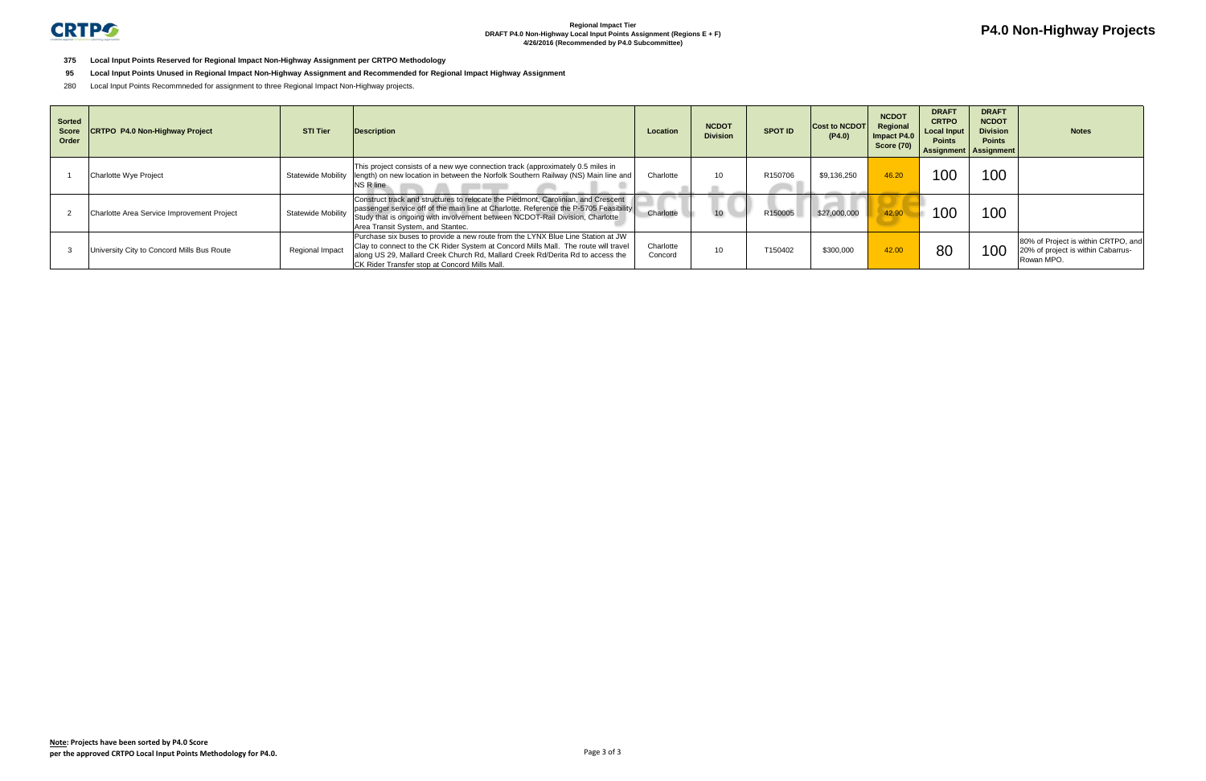**Regional Impact Tier**
**DRAFT P4.0 Non-Highway Local Input Points Assignment (Regions E + F)**
**4/26/2016 (Recommended by P4.0 Subcommittee)**

# P4.0 Non-Highway Projects

**375** **Local Input Points Reserved for Regional Impact Non-Highway Assignment per CRTPO Methodology**

**95** **Local Input Points Unused in Regional Impact Non-Highway Assignment and Recommended for Regional Impact Highway Assignment**

280 Local Input Points Recommneded for assignment to three Regional Impact Non-Highway projects.

| Sorted Score Order | CRTPO P4.0 Non-Highway Project | STI Tier | Description | Location | NCDOT Division | SPOT ID | Cost to NCDOT (P4.0) | NCDOT Regional Impact P4.0 Score (70) | DRAFT CRTPO Local Input Points Assignment | DRAFT NCDOT Division Points Assignment | Notes |
|---|---|---|---|---|---|---|---|---|---|---|---|
| 1 | Charlotte Wye Project | Statewide Mobility | This project consists of a new wye connection track (approximately 0.5 miles in length) on new location in between the Norfolk Southern Railway (NS) Main line and NS R line | Charlotte | 10 | R150706 | $9,136,250 | 46.20 | 100 | 100 | |
| 2 | Charlotte Area Service Improvement Project | Statewide Mobility | Construct track and structures to relocate the Piedmont, Carolinian, and Crescent passenger service off of the main line at Charlotte. Reference the P-5705 Feasibility Study that is ongoing with involvement between NCDOT-Rail Division, Charlotte Area Transit System, and Stantec. | Charlotte | 10 | R150005 | $27,000,000 | 42.90 | 100 | 100 | |
| 3 | University City to Concord Mills Bus Route | Regional Impact | Purchase six buses to provide a new route from the LYNX Blue Line Station at JW Clay to connect to the CK Rider System at Concord Mills Mall. The route will travel along US 29, Mallard Creek Church Rd, Mallard Creek Rd/Derita Rd to access the CK Rider Transfer stop at Concord Mills Mall. | Charlotte Concord | 10 | T150402 | $300,000 | 42.00 | 80 | 100 | 80% of Project is within CRTPO, and 20% of project is within Cabarrus-Rowan MPO. |

DRAFT- Subject to Change

**Note: Projects have been sorted by P4.0 Score per the approved CRTPO Local Input Points Methodology for P4.0.**